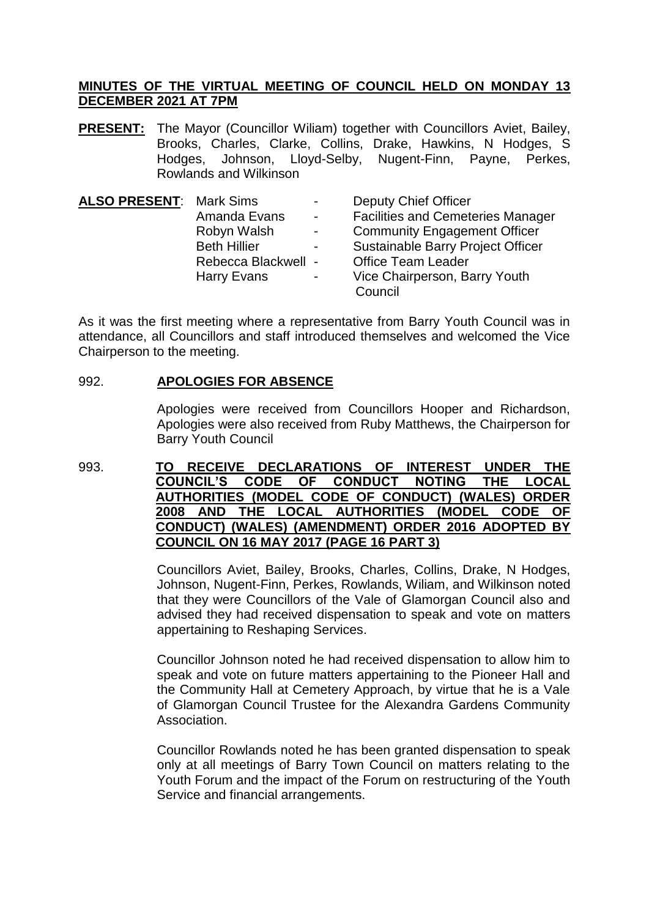# MINUTES OF THE VIRTUAL MEETING OF COUNCIL HELD ON MONDAY 13 DECEMBER 2021 AT 7PM

**PRESENT:** The Mayor (Councillor Wiliam) together with Councillors Aviet, Bailey, Brooks, Charles, Clarke, Collins, Drake, Hawkins, N Hodges, S Hodges, Johnson, Lloyd-Selby, Nugent-Finn, Payne, Perkes, Rowlands and Wilkinson

**ALSO PRESENT:**

| | | |
|---|---|---|
| Mark Sims | - | Deputy Chief Officer |
| Amanda Evans | - | Facilities and Cemeteries Manager |
| Robyn Walsh | - | Community Engagement Officer |
| Beth Hillier | - | Sustainable Barry Project Officer |
| Rebecca Blackwell | - | Office Team Leader |
| Harry Evans | - | Vice Chairperson, Barry Youth Council |

As it was the first meeting where a representative from Barry Youth Council was in attendance, all Councillors and staff introduced themselves and welcomed the Vice Chairperson to the meeting.

## 992. APOLOGIES FOR ABSENCE

Apologies were received from Councillors Hooper and Richardson, Apologies were also received from Ruby Matthews, the Chairperson for Barry Youth Council

## 993. TO RECEIVE DECLARATIONS OF INTEREST UNDER THE COUNCIL'S CODE OF CONDUCT NOTING THE LOCAL AUTHORITIES (MODEL CODE OF CONDUCT) (WALES) ORDER 2008 AND THE LOCAL AUTHORITIES (MODEL CODE OF CONDUCT) (WALES) (AMENDMENT) ORDER 2016 ADOPTED BY COUNCIL ON 16 MAY 2017 (PAGE 16 PART 3)

Councillors Aviet, Bailey, Brooks, Charles, Collins, Drake, N Hodges, Johnson, Nugent-Finn, Perkes, Rowlands, Wiliam, and Wilkinson noted that they were Councillors of the Vale of Glamorgan Council also and advised they had received dispensation to speak and vote on matters appertaining to Reshaping Services.

Councillor Johnson noted he had received dispensation to allow him to speak and vote on future matters appertaining to the Pioneer Hall and the Community Hall at Cemetery Approach, by virtue that he is a Vale of Glamorgan Council Trustee for the Alexandra Gardens Community Association.

Councillor Rowlands noted he has been granted dispensation to speak only at all meetings of Barry Town Council on matters relating to the Youth Forum and the impact of the Forum on restructuring of the Youth Service and financial arrangements.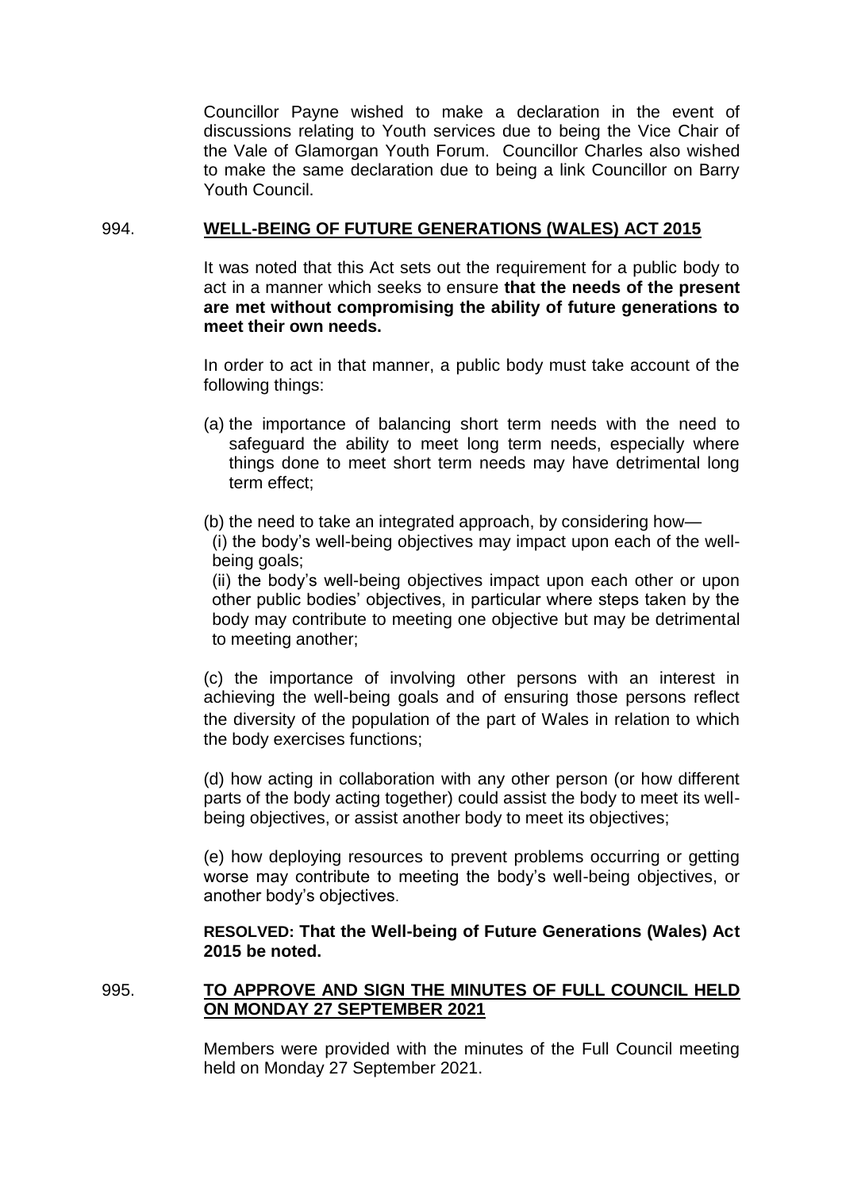Councillor Payne wished to make a declaration in the event of discussions relating to Youth services due to being the Vice Chair of the Vale of Glamorgan Youth Forum. Councillor Charles also wished to make the same declaration due to being a link Councillor on Barry Youth Council.

## 994. <u>WELL-BEING OF FUTURE GENERATIONS (WALES) ACT 2015</u>

It was noted that this Act sets out the requirement for a public body to act in a manner which seeks to ensure **that the needs of the present are met without compromising the ability of future generations to meet their own needs.**

In order to act in that manner, a public body must take account of the following things:

(a) the importance of balancing short term needs with the need to safeguard the ability to meet long term needs, especially where things done to meet short term needs may have detrimental long term effect;

(b) the need to take an integrated approach, by considering how—
(i) the body's well-being objectives may impact upon each of the well-being goals;
(ii) the body's well-being objectives impact upon each other or upon other public bodies' objectives, in particular where steps taken by the body may contribute to meeting one objective but may be detrimental to meeting another;

(c) the importance of involving other persons with an interest in achieving the well-being goals and of ensuring those persons reflect the diversity of the population of the part of Wales in relation to which the body exercises functions;

(d) how acting in collaboration with any other person (or how different parts of the body acting together) could assist the body to meet its well-being objectives, or assist another body to meet its objectives;

(e) how deploying resources to prevent problems occurring or getting worse may contribute to meeting the body's well-being objectives, or another body's objectives.

**RESOLVED: That the Well-being of Future Generations (Wales) Act 2015 be noted.**

## 995. <u>TO APPROVE AND SIGN THE MINUTES OF FULL COUNCIL HELD ON MONDAY 27 SEPTEMBER 2021</u>

Members were provided with the minutes of the Full Council meeting held on Monday 27 September 2021.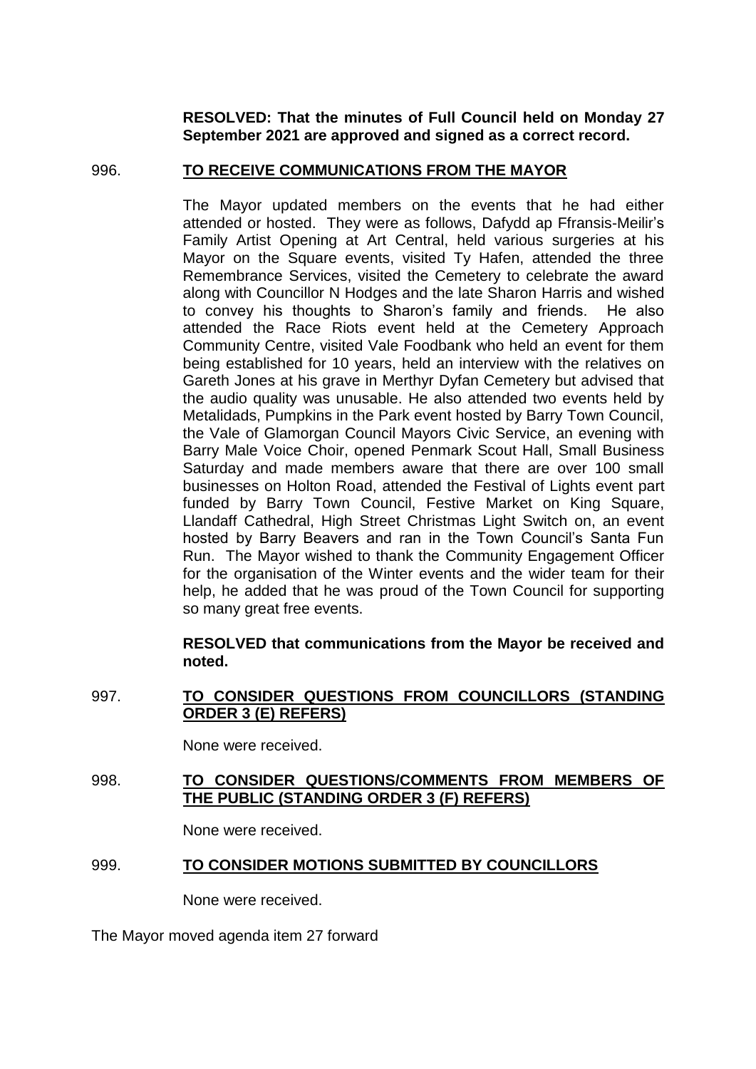**RESOLVED: That the minutes of Full Council held on Monday 27 September 2021 are approved and signed as a correct record.**

996. **TO RECEIVE COMMUNICATIONS FROM THE MAYOR**

The Mayor updated members on the events that he had either attended or hosted. They were as follows, Dafydd ap Ffransis-Meilir's Family Artist Opening at Art Central, held various surgeries at his Mayor on the Square events, visited Ty Hafen, attended the three Remembrance Services, visited the Cemetery to celebrate the award along with Councillor N Hodges and the late Sharon Harris and wished to convey his thoughts to Sharon's family and friends. He also attended the Race Riots event held at the Cemetery Approach Community Centre, visited Vale Foodbank who held an event for them being established for 10 years, held an interview with the relatives on Gareth Jones at his grave in Merthyr Dyfan Cemetery but advised that the audio quality was unusable. He also attended two events held by Metalidads, Pumpkins in the Park event hosted by Barry Town Council, the Vale of Glamorgan Council Mayors Civic Service, an evening with Barry Male Voice Choir, opened Penmark Scout Hall, Small Business Saturday and made members aware that there are over 100 small businesses on Holton Road, attended the Festival of Lights event part funded by Barry Town Council, Festive Market on King Square, Llandaff Cathedral, High Street Christmas Light Switch on, an event hosted by Barry Beavers and ran in the Town Council's Santa Fun Run. The Mayor wished to thank the Community Engagement Officer for the organisation of the Winter events and the wider team for their help, he added that he was proud of the Town Council for supporting so many great free events.

**RESOLVED that communications from the Mayor be received and noted.**

997. **TO CONSIDER QUESTIONS FROM COUNCILLORS (STANDING ORDER 3 (E) REFERS)**

None were received.

998. **TO CONSIDER QUESTIONS/COMMENTS FROM MEMBERS OF THE PUBLIC (STANDING ORDER 3 (F) REFERS)**

None were received.

999. **TO CONSIDER MOTIONS SUBMITTED BY COUNCILLORS**

None were received.

The Mayor moved agenda item 27 forward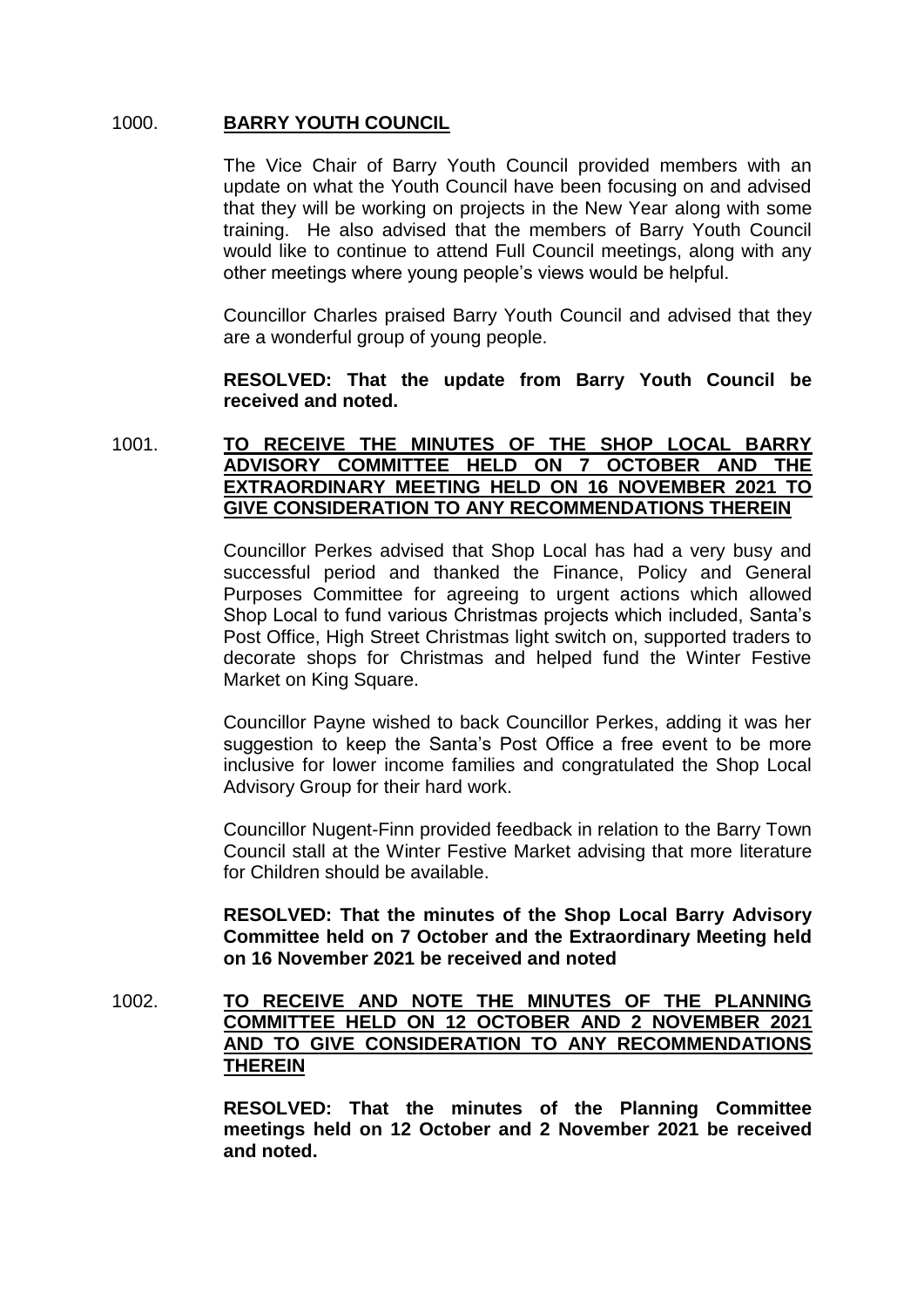1000. **BARRY YOUTH COUNCIL**

The Vice Chair of Barry Youth Council provided members with an update on what the Youth Council have been focusing on and advised that they will be working on projects in the New Year along with some training. He also advised that the members of Barry Youth Council would like to continue to attend Full Council meetings, along with any other meetings where young people's views would be helpful.

Councillor Charles praised Barry Youth Council and advised that they are a wonderful group of young people.

**RESOLVED: That the update from Barry Youth Council be received and noted.**

1001. **TO RECEIVE THE MINUTES OF THE SHOP LOCAL BARRY ADVISORY COMMITTEE HELD ON 7 OCTOBER AND THE EXTRAORDINARY MEETING HELD ON 16 NOVEMBER 2021 TO GIVE CONSIDERATION TO ANY RECOMMENDATIONS THEREIN**

Councillor Perkes advised that Shop Local has had a very busy and successful period and thanked the Finance, Policy and General Purposes Committee for agreeing to urgent actions which allowed Shop Local to fund various Christmas projects which included, Santa's Post Office, High Street Christmas light switch on, supported traders to decorate shops for Christmas and helped fund the Winter Festive Market on King Square.

Councillor Payne wished to back Councillor Perkes, adding it was her suggestion to keep the Santa's Post Office a free event to be more inclusive for lower income families and congratulated the Shop Local Advisory Group for their hard work.

Councillor Nugent-Finn provided feedback in relation to the Barry Town Council stall at the Winter Festive Market advising that more literature for Children should be available.

**RESOLVED: That the minutes of the Shop Local Barry Advisory Committee held on 7 October and the Extraordinary Meeting held on 16 November 2021 be received and noted**

1002. **TO RECEIVE AND NOTE THE MINUTES OF THE PLANNING COMMITTEE HELD ON 12 OCTOBER AND 2 NOVEMBER 2021 AND TO GIVE CONSIDERATION TO ANY RECOMMENDATIONS THEREIN**

**RESOLVED: That the minutes of the Planning Committee meetings held on 12 October and 2 November 2021 be received and noted.**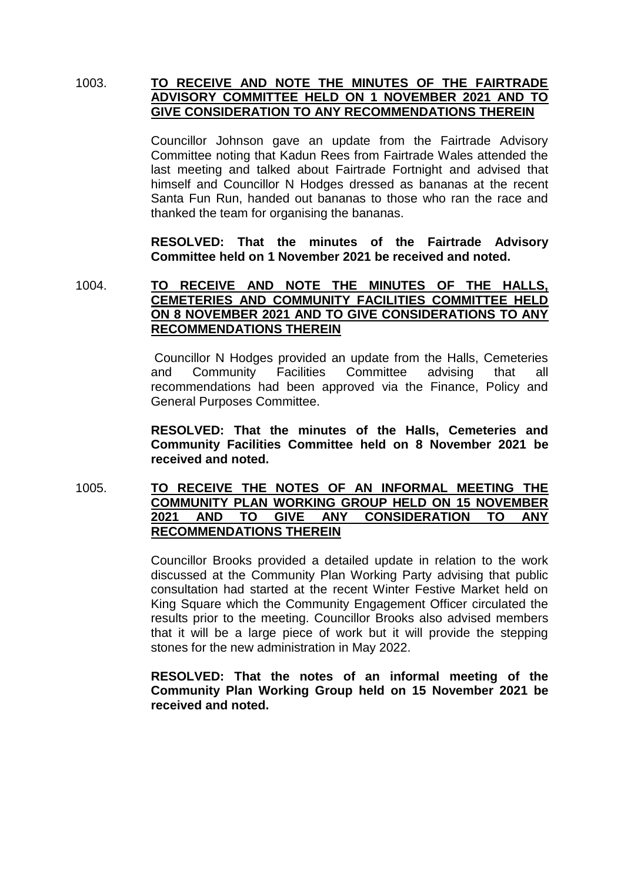1003. **<u>TO RECEIVE AND NOTE THE MINUTES OF THE FAIRTRADE ADVISORY COMMITTEE HELD ON 1 NOVEMBER 2021 AND TO GIVE CONSIDERATION TO ANY RECOMMENDATIONS THEREIN</u>**

Councillor Johnson gave an update from the Fairtrade Advisory Committee noting that Kadun Rees from Fairtrade Wales attended the last meeting and talked about Fairtrade Fortnight and advised that himself and Councillor N Hodges dressed as bananas at the recent Santa Fun Run, handed out bananas to those who ran the race and thanked the team for organising the bananas.

**RESOLVED: That the minutes of the Fairtrade Advisory Committee held on 1 November 2021 be received and noted.**

1004. **<u>TO RECEIVE AND NOTE THE MINUTES OF THE HALLS, CEMETERIES AND COMMUNITY FACILITIES COMMITTEE HELD ON 8 NOVEMBER 2021 AND TO GIVE CONSIDERATIONS TO ANY RECOMMENDATIONS THEREIN</u>**

Councillor N Hodges provided an update from the Halls, Cemeteries and Community Facilities Committee advising that all recommendations had been approved via the Finance, Policy and General Purposes Committee.

**RESOLVED: That the minutes of the Halls, Cemeteries and Community Facilities Committee held on 8 November 2021 be received and noted.**

1005. **<u>TO RECEIVE THE NOTES OF AN INFORMAL MEETING THE COMMUNITY PLAN WORKING GROUP HELD ON 15 NOVEMBER 2021 AND TO GIVE ANY CONSIDERATION TO ANY RECOMMENDATIONS THEREIN</u>**

Councillor Brooks provided a detailed update in relation to the work discussed at the Community Plan Working Party advising that public consultation had started at the recent Winter Festive Market held on King Square which the Community Engagement Officer circulated the results prior to the meeting. Councillor Brooks also advised members that it will be a large piece of work but it will provide the stepping stones for the new administration in May 2022.

**RESOLVED: That the notes of an informal meeting of the Community Plan Working Group held on 15 November 2021 be received and noted.**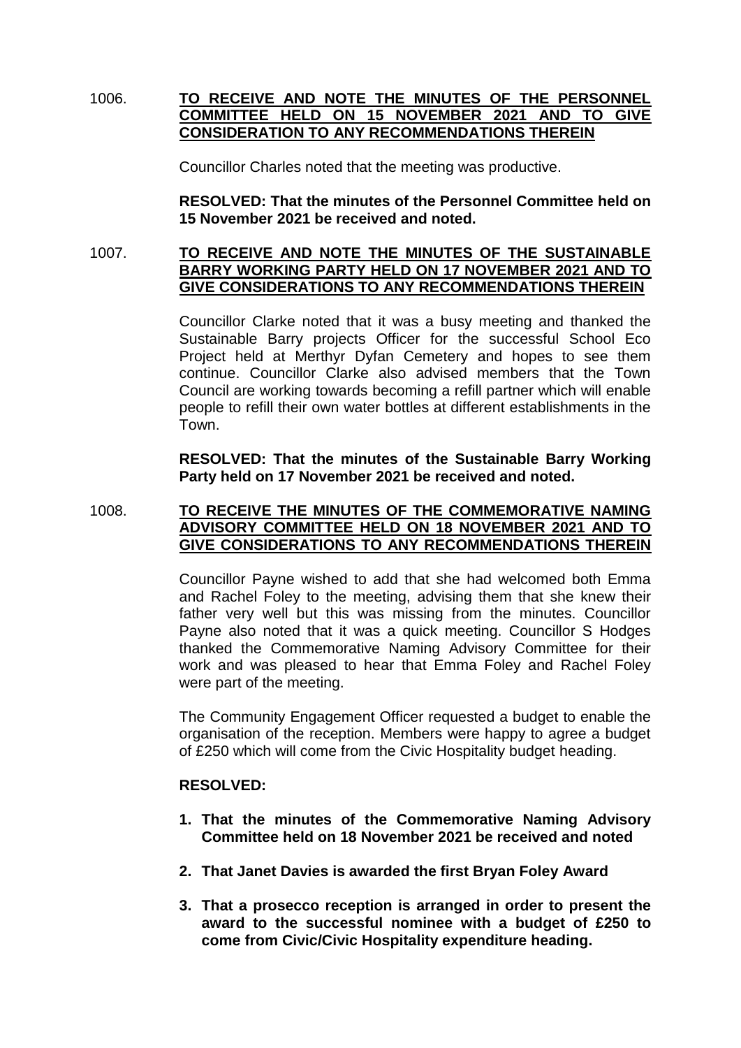1006. **TO RECEIVE AND NOTE THE MINUTES OF THE PERSONNEL COMMITTEE HELD ON 15 NOVEMBER 2021 AND TO GIVE CONSIDERATION TO ANY RECOMMENDATIONS THEREIN**

Councillor Charles noted that the meeting was productive.

**RESOLVED: That the minutes of the Personnel Committee held on 15 November 2021 be received and noted.**

1007. **TO RECEIVE AND NOTE THE MINUTES OF THE SUSTAINABLE BARRY WORKING PARTY HELD ON 17 NOVEMBER 2021 AND TO GIVE CONSIDERATIONS TO ANY RECOMMENDATIONS THEREIN**

Councillor Clarke noted that it was a busy meeting and thanked the Sustainable Barry projects Officer for the successful School Eco Project held at Merthyr Dyfan Cemetery and hopes to see them continue. Councillor Clarke also advised members that the Town Council are working towards becoming a refill partner which will enable people to refill their own water bottles at different establishments in the Town.

**RESOLVED: That the minutes of the Sustainable Barry Working Party held on 17 November 2021 be received and noted.**

1008. **TO RECEIVE THE MINUTES OF THE COMMEMORATIVE NAMING ADVISORY COMMITTEE HELD ON 18 NOVEMBER 2021 AND TO GIVE CONSIDERATIONS TO ANY RECOMMENDATIONS THEREIN**

Councillor Payne wished to add that she had welcomed both Emma and Rachel Foley to the meeting, advising them that she knew their father very well but this was missing from the minutes. Councillor Payne also noted that it was a quick meeting. Councillor S Hodges thanked the Commemorative Naming Advisory Committee for their work and was pleased to hear that Emma Foley and Rachel Foley were part of the meeting.

The Community Engagement Officer requested a budget to enable the organisation of the reception. Members were happy to agree a budget of £250 which will come from the Civic Hospitality budget heading.

**RESOLVED:**

1. **That the minutes of the Commemorative Naming Advisory Committee held on 18 November 2021 be received and noted**
2. **That Janet Davies is awarded the first Bryan Foley Award**
3. **That a prosecco reception is arranged in order to present the award to the successful nominee with a budget of £250 to come from Civic/Civic Hospitality expenditure heading.**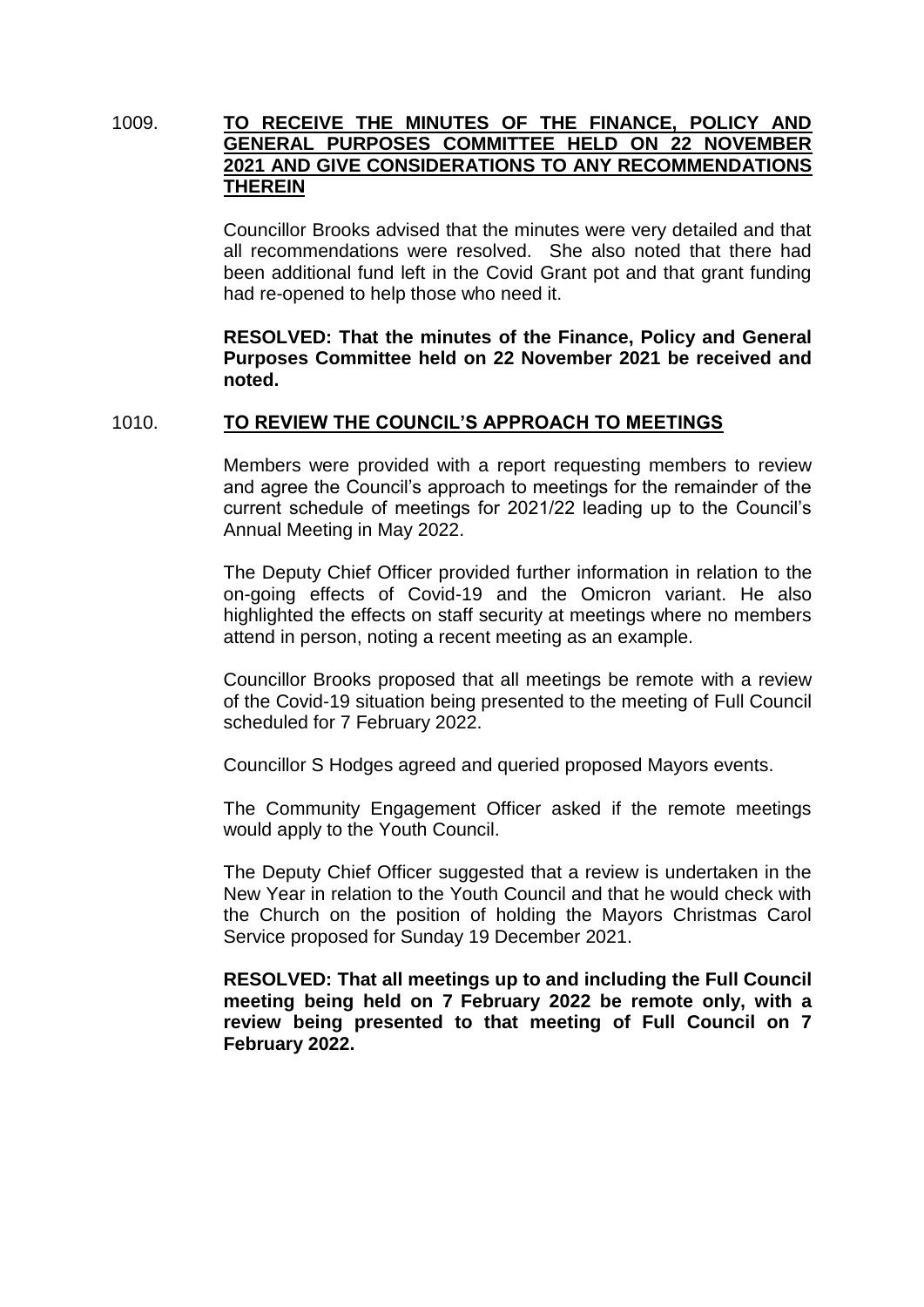## 1009. TO RECEIVE THE MINUTES OF THE FINANCE, POLICY AND GENERAL PURPOSES COMMITTEE HELD ON 22 NOVEMBER 2021 AND GIVE CONSIDERATIONS TO ANY RECOMMENDATIONS THEREIN

Councillor Brooks advised that the minutes were very detailed and that all recommendations were resolved. She also noted that there had been additional fund left in the Covid Grant pot and that grant funding had re-opened to help those who need it.

**RESOLVED: That the minutes of the Finance, Policy and General Purposes Committee held on 22 November 2021 be received and noted.**

## 1010. TO REVIEW THE COUNCIL'S APPROACH TO MEETINGS

Members were provided with a report requesting members to review and agree the Council's approach to meetings for the remainder of the current schedule of meetings for 2021/22 leading up to the Council's Annual Meeting in May 2022.

The Deputy Chief Officer provided further information in relation to the on-going effects of Covid-19 and the Omicron variant. He also highlighted the effects on staff security at meetings where no members attend in person, noting a recent meeting as an example.

Councillor Brooks proposed that all meetings be remote with a review of the Covid-19 situation being presented to the meeting of Full Council scheduled for 7 February 2022.

Councillor S Hodges agreed and queried proposed Mayors events.

The Community Engagement Officer asked if the remote meetings would apply to the Youth Council.

The Deputy Chief Officer suggested that a review is undertaken in the New Year in relation to the Youth Council and that he would check with the Church on the position of holding the Mayors Christmas Carol Service proposed for Sunday 19 December 2021.

**RESOLVED: That all meetings up to and including the Full Council meeting being held on 7 February 2022 be remote only, with a review being presented to that meeting of Full Council on 7 February 2022.**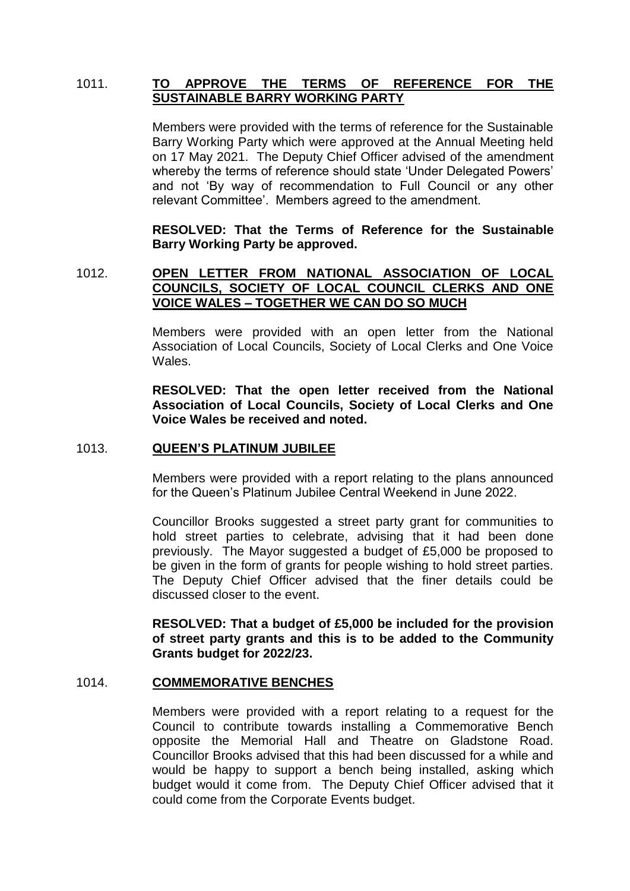1011. **TO APPROVE THE TERMS OF REFERENCE FOR THE SUSTAINABLE BARRY WORKING PARTY**

Members were provided with the terms of reference for the Sustainable Barry Working Party which were approved at the Annual Meeting held on 17 May 2021. The Deputy Chief Officer advised of the amendment whereby the terms of reference should state 'Under Delegated Powers' and not 'By way of recommendation to Full Council or any other relevant Committee'. Members agreed to the amendment.

**RESOLVED: That the Terms of Reference for the Sustainable Barry Working Party be approved.**

1012. **OPEN LETTER FROM NATIONAL ASSOCIATION OF LOCAL COUNCILS, SOCIETY OF LOCAL COUNCIL CLERKS AND ONE VOICE WALES – TOGETHER WE CAN DO SO MUCH**

Members were provided with an open letter from the National Association of Local Councils, Society of Local Clerks and One Voice Wales.

**RESOLVED: That the open letter received from the National Association of Local Councils, Society of Local Clerks and One Voice Wales be received and noted.**

1013. **QUEEN'S PLATINUM JUBILEE**

Members were provided with a report relating to the plans announced for the Queen's Platinum Jubilee Central Weekend in June 2022.

Councillor Brooks suggested a street party grant for communities to hold street parties to celebrate, advising that it had been done previously. The Mayor suggested a budget of £5,000 be proposed to be given in the form of grants for people wishing to hold street parties. The Deputy Chief Officer advised that the finer details could be discussed closer to the event.

**RESOLVED: That a budget of £5,000 be included for the provision of street party grants and this is to be added to the Community Grants budget for 2022/23.**

1014. **COMMEMORATIVE BENCHES**

Members were provided with a report relating to a request for the Council to contribute towards installing a Commemorative Bench opposite the Memorial Hall and Theatre on Gladstone Road. Councillor Brooks advised that this had been discussed for a while and would be happy to support a bench being installed, asking which budget would it come from. The Deputy Chief Officer advised that it could come from the Corporate Events budget.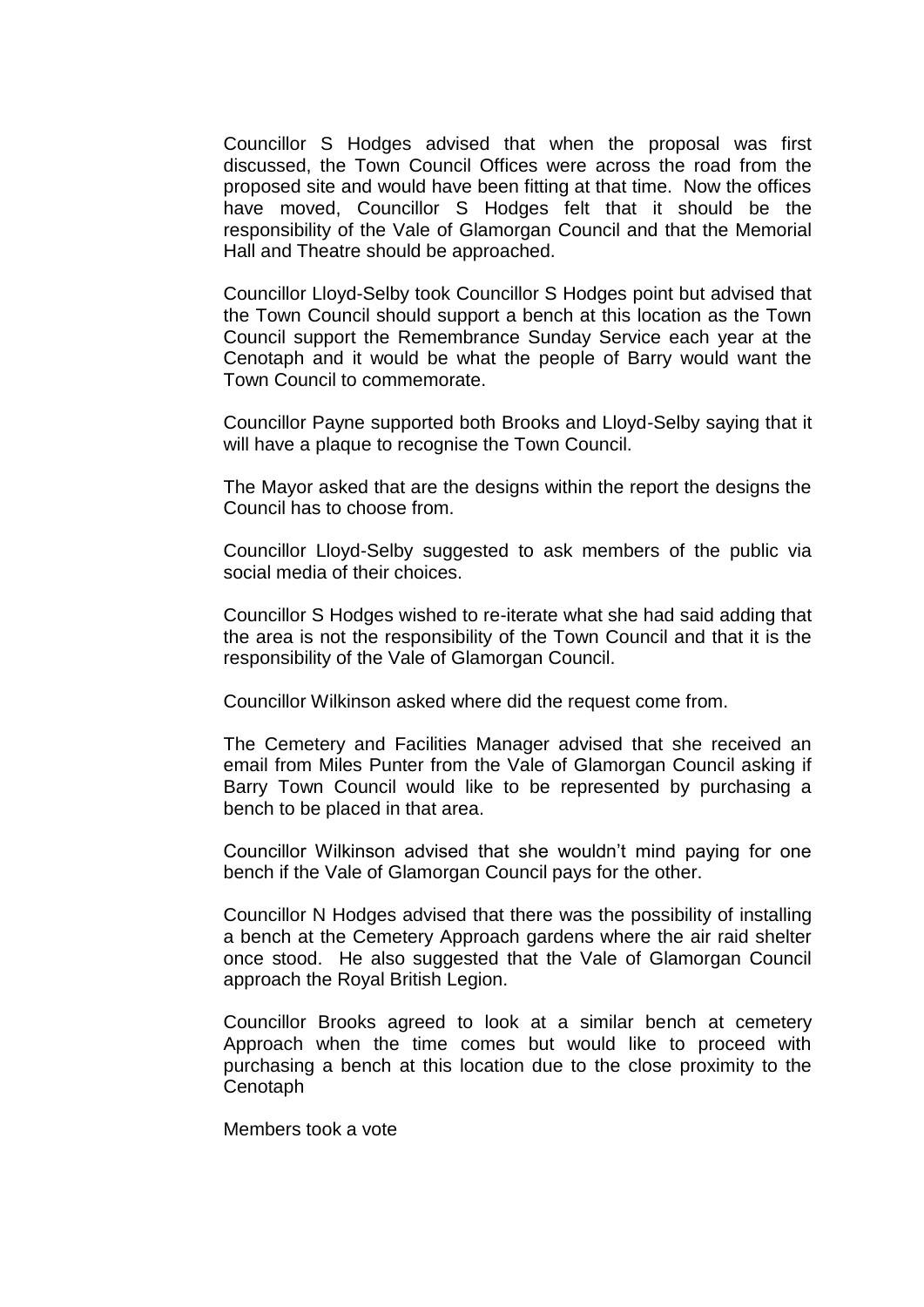Councillor S Hodges advised that when the proposal was first discussed, the Town Council Offices were across the road from the proposed site and would have been fitting at that time. Now the offices have moved, Councillor S Hodges felt that it should be the responsibility of the Vale of Glamorgan Council and that the Memorial Hall and Theatre should be approached.

Councillor Lloyd-Selby took Councillor S Hodges point but advised that the Town Council should support a bench at this location as the Town Council support the Remembrance Sunday Service each year at the Cenotaph and it would be what the people of Barry would want the Town Council to commemorate.

Councillor Payne supported both Brooks and Lloyd-Selby saying that it will have a plaque to recognise the Town Council.

The Mayor asked that are the designs within the report the designs the Council has to choose from.

Councillor Lloyd-Selby suggested to ask members of the public via social media of their choices.

Councillor S Hodges wished to re-iterate what she had said adding that the area is not the responsibility of the Town Council and that it is the responsibility of the Vale of Glamorgan Council.

Councillor Wilkinson asked where did the request come from.

The Cemetery and Facilities Manager advised that she received an email from Miles Punter from the Vale of Glamorgan Council asking if Barry Town Council would like to be represented by purchasing a bench to be placed in that area.

Councillor Wilkinson advised that she wouldn't mind paying for one bench if the Vale of Glamorgan Council pays for the other.

Councillor N Hodges advised that there was the possibility of installing a bench at the Cemetery Approach gardens where the air raid shelter once stood. He also suggested that the Vale of Glamorgan Council approach the Royal British Legion.

Councillor Brooks agreed to look at a similar bench at cemetery Approach when the time comes but would like to proceed with purchasing a bench at this location due to the close proximity to the Cenotaph

Members took a vote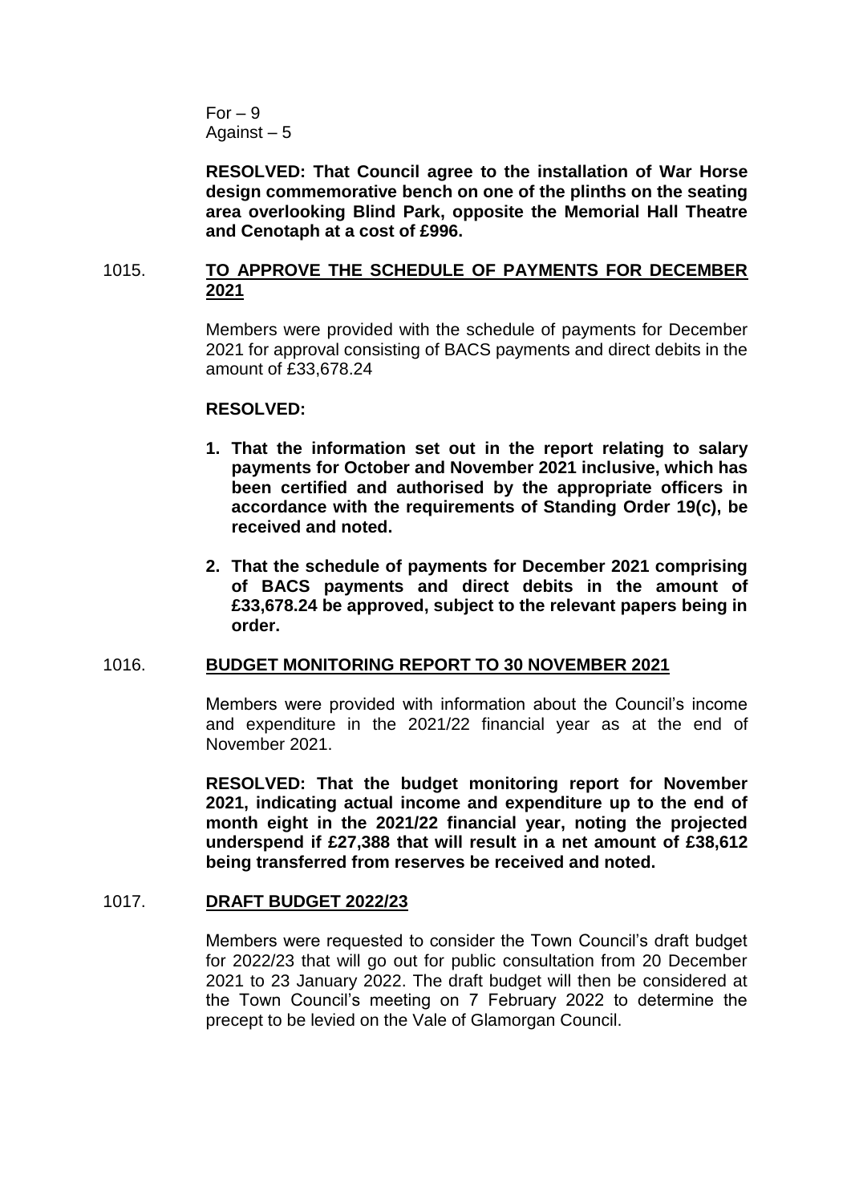For – 9
Against – 5

**RESOLVED: That Council agree to the installation of War Horse design commemorative bench on one of the plinths on the seating area overlooking Blind Park, opposite the Memorial Hall Theatre and Cenotaph at a cost of £996.**

## 1015. TO APPROVE THE SCHEDULE OF PAYMENTS FOR DECEMBER 2021

Members were provided with the schedule of payments for December 2021 for approval consisting of BACS payments and direct debits in the amount of £33,678.24

**RESOLVED:**

1. **That the information set out in the report relating to salary payments for October and November 2021 inclusive, which has been certified and authorised by the appropriate officers in accordance with the requirements of Standing Order 19(c), be received and noted.**
2. **That the schedule of payments for December 2021 comprising of BACS payments and direct debits in the amount of £33,678.24 be approved, subject to the relevant papers being in order.**

## 1016. BUDGET MONITORING REPORT TO 30 NOVEMBER 2021

Members were provided with information about the Council's income and expenditure in the 2021/22 financial year as at the end of November 2021.

**RESOLVED: That the budget monitoring report for November 2021, indicating actual income and expenditure up to the end of month eight in the 2021/22 financial year, noting the projected underspend if £27,388 that will result in a net amount of £38,612 being transferred from reserves be received and noted.**

## 1017. DRAFT BUDGET 2022/23

Members were requested to consider the Town Council's draft budget for 2022/23 that will go out for public consultation from 20 December 2021 to 23 January 2022. The draft budget will then be considered at the Town Council's meeting on 7 February 2022 to determine the precept to be levied on the Vale of Glamorgan Council.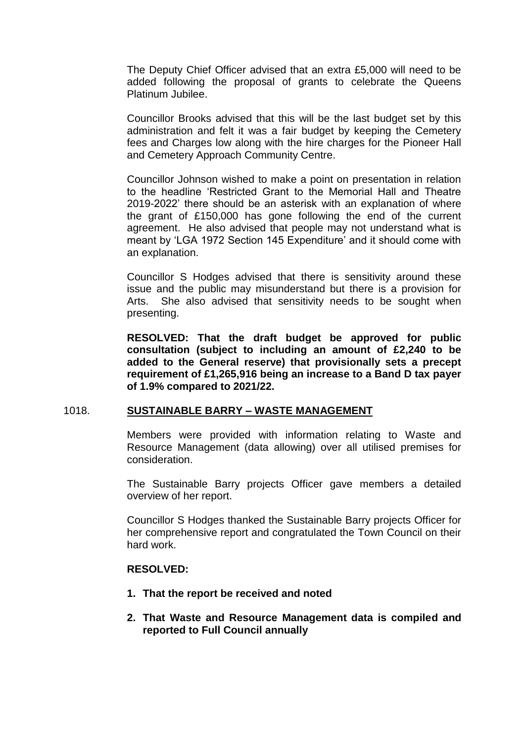The Deputy Chief Officer advised that an extra £5,000 will need to be added following the proposal of grants to celebrate the Queens Platinum Jubilee.

Councillor Brooks advised that this will be the last budget set by this administration and felt it was a fair budget by keeping the Cemetery fees and Charges low along with the hire charges for the Pioneer Hall and Cemetery Approach Community Centre.

Councillor Johnson wished to make a point on presentation in relation to the headline 'Restricted Grant to the Memorial Hall and Theatre 2019-2022' there should be an asterisk with an explanation of where the grant of £150,000 has gone following the end of the current agreement. He also advised that people may not understand what is meant by 'LGA 1972 Section 145 Expenditure' and it should come with an explanation.

Councillor S Hodges advised that there is sensitivity around these issue and the public may misunderstand but there is a provision for Arts. She also advised that sensitivity needs to be sought when presenting.

**RESOLVED: That the draft budget be approved for public consultation (subject to including an amount of £2,240 to be added to the General reserve) that provisionally sets a precept requirement of £1,265,916 being an increase to a Band D tax payer of 1.9% compared to 2021/22.**

## 1018. SUSTAINABLE BARRY – WASTE MANAGEMENT

Members were provided with information relating to Waste and Resource Management (data allowing) over all utilised premises for consideration.

The Sustainable Barry projects Officer gave members a detailed overview of her report.

Councillor S Hodges thanked the Sustainable Barry projects Officer for her comprehensive report and congratulated the Town Council on their hard work.

**RESOLVED:**

1. **That the report be received and noted**
2. **That Waste and Resource Management data is compiled and reported to Full Council annually**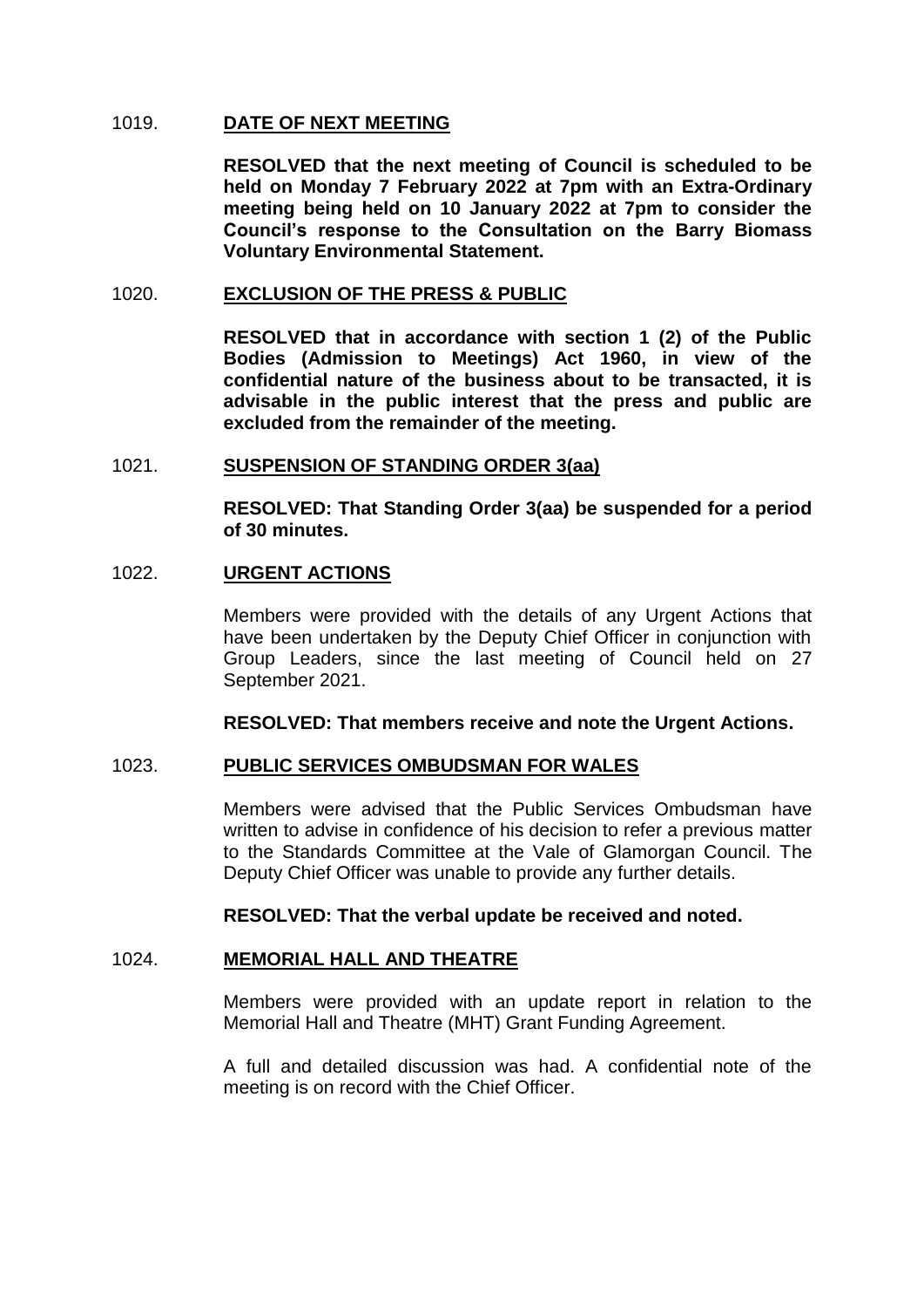1019. **DATE OF NEXT MEETING**

**RESOLVED that the next meeting of Council is scheduled to be held on Monday 7 February 2022 at 7pm with an Extra-Ordinary meeting being held on 10 January 2022 at 7pm to consider the Council's response to the Consultation on the Barry Biomass Voluntary Environmental Statement.**

1020. **EXCLUSION OF THE PRESS & PUBLIC**

**RESOLVED that in accordance with section 1 (2) of the Public Bodies (Admission to Meetings) Act 1960, in view of the confidential nature of the business about to be transacted, it is advisable in the public interest that the press and public are excluded from the remainder of the meeting.**

1021. **SUSPENSION OF STANDING ORDER 3(aa)**

**RESOLVED: That Standing Order 3(aa) be suspended for a period of 30 minutes.**

1022. **URGENT ACTIONS**

Members were provided with the details of any Urgent Actions that have been undertaken by the Deputy Chief Officer in conjunction with Group Leaders, since the last meeting of Council held on 27 September 2021.

**RESOLVED: That members receive and note the Urgent Actions.**

1023. **PUBLIC SERVICES OMBUDSMAN FOR WALES**

Members were advised that the Public Services Ombudsman have written to advise in confidence of his decision to refer a previous matter to the Standards Committee at the Vale of Glamorgan Council. The Deputy Chief Officer was unable to provide any further details.

**RESOLVED: That the verbal update be received and noted.**

1024. **MEMORIAL HALL AND THEATRE**

Members were provided with an update report in relation to the Memorial Hall and Theatre (MHT) Grant Funding Agreement.

A full and detailed discussion was had. A confidential note of the meeting is on record with the Chief Officer.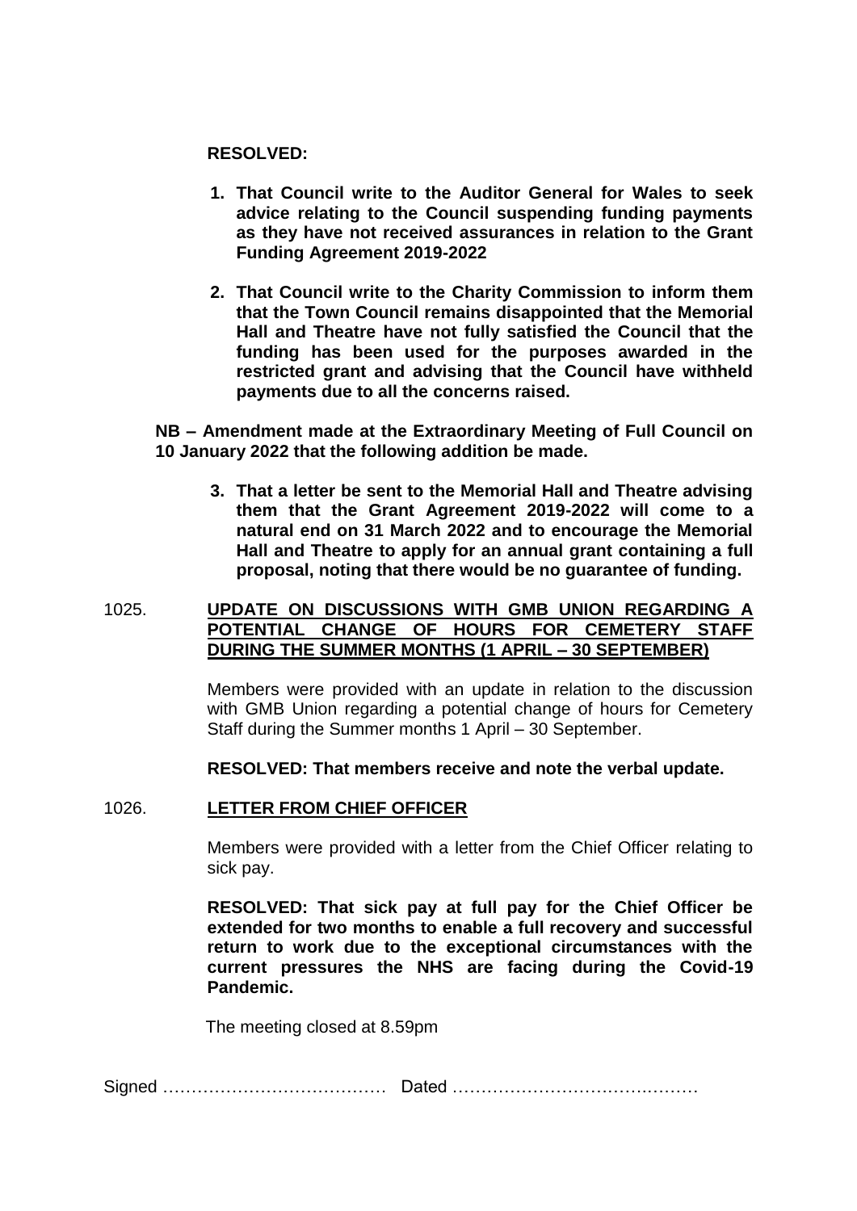**RESOLVED:**

1. **That Council write to the Auditor General for Wales to seek advice relating to the Council suspending funding payments as they have not received assurances in relation to the Grant Funding Agreement 2019-2022**

2. **That Council write to the Charity Commission to inform them that the Town Council remains disappointed that the Memorial Hall and Theatre have not fully satisfied the Council that the funding has been used for the purposes awarded in the restricted grant and advising that the Council have withheld payments due to all the concerns raised.**

**NB – Amendment made at the Extraordinary Meeting of Full Council on 10 January 2022 that the following addition be made.**

3. **That a letter be sent to the Memorial Hall and Theatre advising them that the Grant Agreement 2019-2022 will come to a natural end on 31 March 2022 and to encourage the Memorial Hall and Theatre to apply for an annual grant containing a full proposal, noting that there would be no guarantee of funding.**

1025. **UPDATE ON DISCUSSIONS WITH GMB UNION REGARDING A POTENTIAL CHANGE OF HOURS FOR CEMETERY STAFF DURING THE SUMMER MONTHS (1 APRIL – 30 SEPTEMBER)**

Members were provided with an update in relation to the discussion with GMB Union regarding a potential change of hours for Cemetery Staff during the Summer months 1 April – 30 September.

**RESOLVED: That members receive and note the verbal update.**

1026. **LETTER FROM CHIEF OFFICER**

Members were provided with a letter from the Chief Officer relating to sick pay.

**RESOLVED: That sick pay at full pay for the Chief Officer be extended for two months to enable a full recovery and successful return to work due to the exceptional circumstances with the current pressures the NHS are facing during the Covid-19 Pandemic.**

The meeting closed at 8.59pm

Signed ………………………………… Dated ……………………………………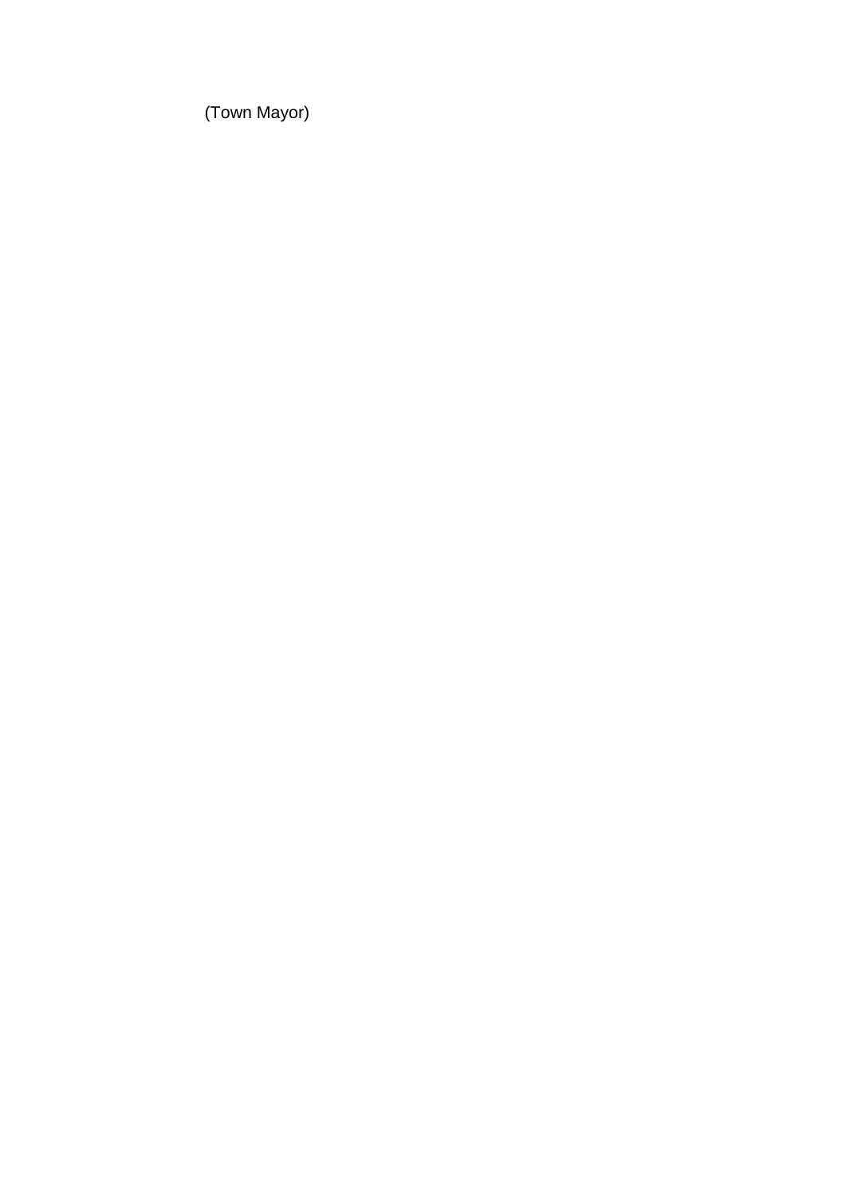(Town Mayor)